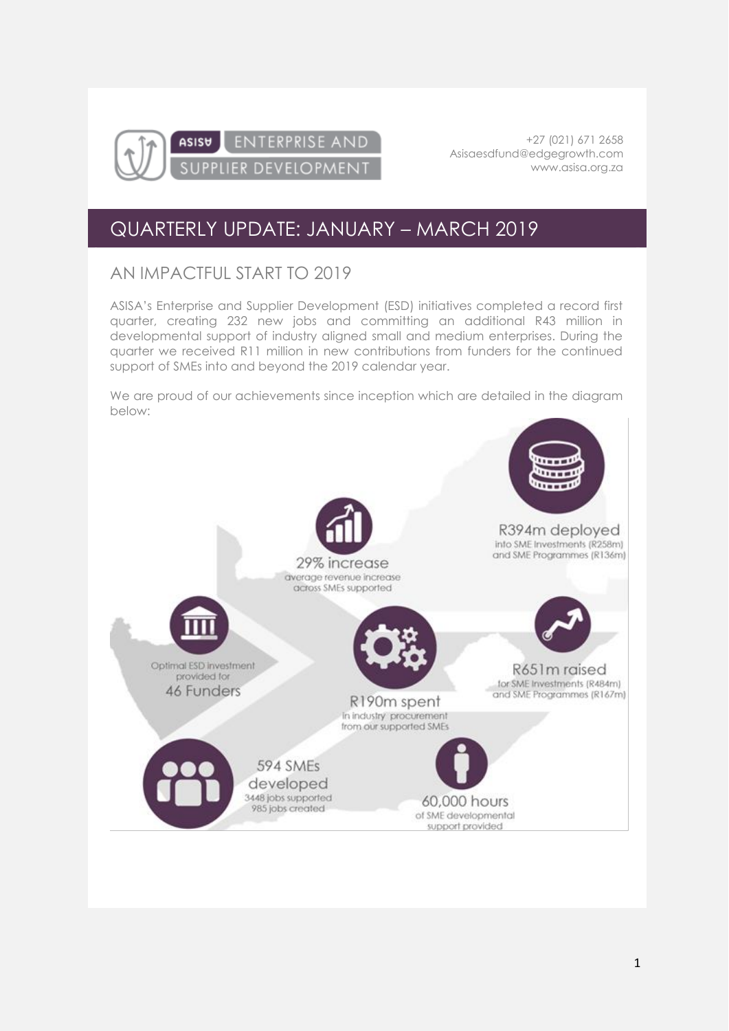ASISA ENTERPRISE AND SUPPLIER DEVELOPMENT

+27 (021) 671 2658
Asisaesdfund@edgegrowth.com
www.asisa.org.za

# QUARTERLY UPDATE: JANUARY – MARCH 2019

## AN IMPACTFUL START TO 2019

ASISA's Enterprise and Supplier Development (ESD) initiatives completed a record first quarter, creating 232 new jobs and committing an additional R43 million in developmental support of industry aligned small and medium enterprises. During the quarter we received R11 million in new contributions from funders for the continued support of SMEs into and beyond the 2019 calendar year.

We are proud of our achievements since inception which are detailed in the diagram below:

**R394m deployed**
into SME Investments (R258m) and SME Programmes (R136m)

**29% increase**
average revenue increase across SMEs supported

Optimal ESD investment provided for
**46 Funders**

**R651m raised**
for SME Investments (R484m) and SME Programmes (R167m)

**R190m spent**
in industry procurement from our supported SMEs

**594 SMEs developed**
3448 jobs supported
985 jobs created

**60,000 hours**
of SME developmental support provided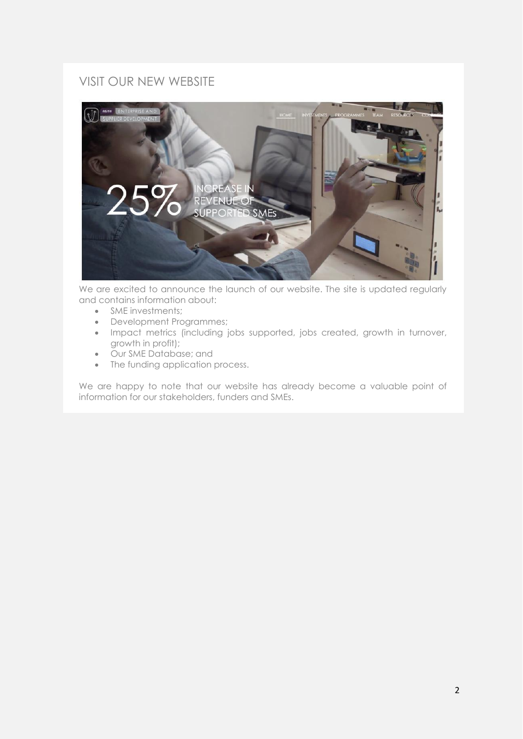## VISIT OUR NEW WEBSITE

We are excited to announce the launch of our website. The site is updated regularly and contains information about:

- SME investments;
- Development Programmes;
- Impact metrics (including jobs supported, jobs created, growth in turnover, growth in profit);
- Our SME Database; and
- The funding application process.

We are happy to note that our website has already become a valuable point of information for our stakeholders, funders and SMEs.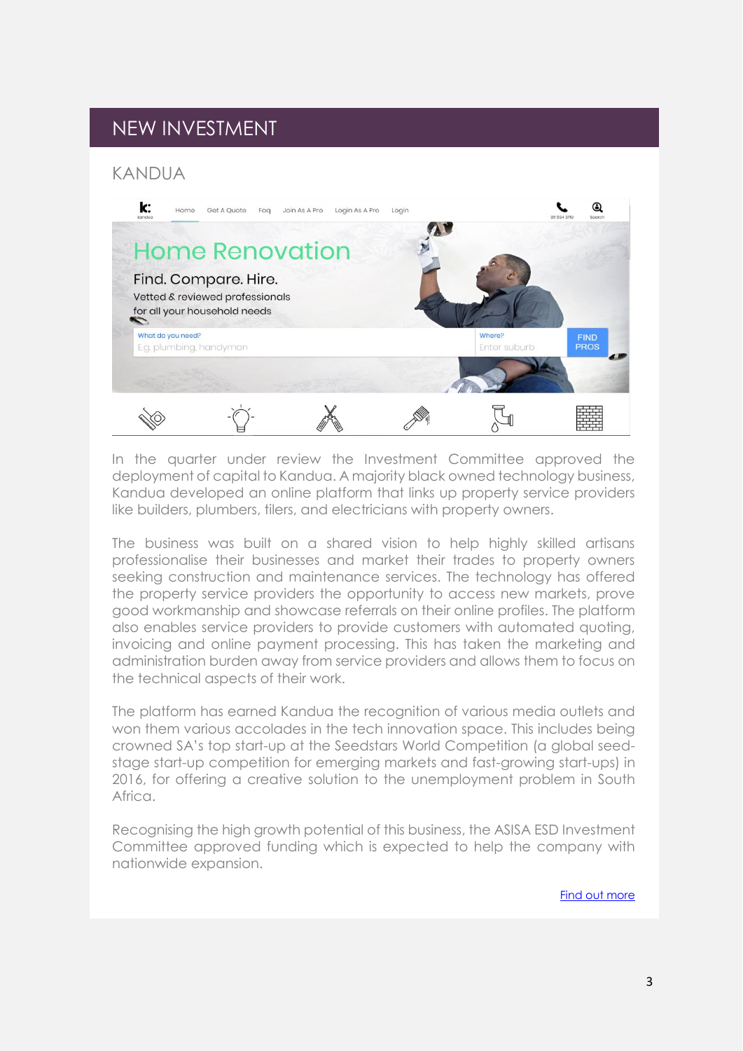# NEW INVESTMENT

## KANDUA

In the quarter under review the Investment Committee approved the deployment of capital to Kandua. A majority black owned technology business, Kandua developed an online platform that links up property service providers like builders, plumbers, tilers, and electricians with property owners.

The business was built on a shared vision to help highly skilled artisans professionalise their businesses and market their trades to property owners seeking construction and maintenance services. The technology has offered the property service providers the opportunity to access new markets, prove good workmanship and showcase referrals on their online profiles. The platform also enables service providers to provide customers with automated quoting, invoicing and online payment processing. This has taken the marketing and administration burden away from service providers and allows them to focus on the technical aspects of their work.

The platform has earned Kandua the recognition of various media outlets and won them various accolades in the tech innovation space. This includes being crowned SA's top start-up at the Seedstars World Competition (a global seed-stage start-up competition for emerging markets and fast-growing start-ups) in 2016, for offering a creative solution to the unemployment problem in South Africa.

Recognising the high growth potential of this business, the ASISA ESD Investment Committee approved funding which is expected to help the company with nationwide expansion.

Find out more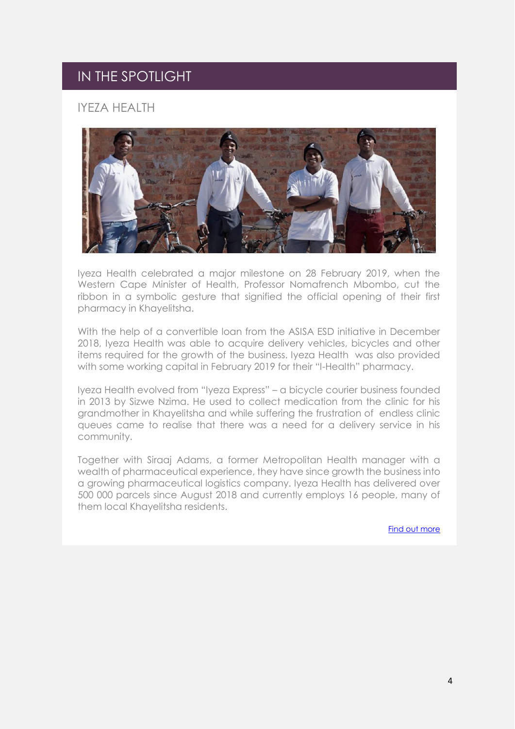## IN THE SPOTLIGHT

### IYEZA HEALTH

Iyeza Health celebrated a major milestone on 28 February 2019, when the Western Cape Minister of Health, Professor Nomafrench Mbombo, cut the ribbon in a symbolic gesture that signified the official opening of their first pharmacy in Khayelitsha.

With the help of a convertible loan from the ASISA ESD initiative in December 2018, Iyeza Health was able to acquire delivery vehicles, bicycles and other items required for the growth of the business. Iyeza Health was also provided with some working capital in February 2019 for their "I-Health" pharmacy.

Iyeza Health evolved from "Iyeza Express" – a bicycle courier business founded in 2013 by Sizwe Nzima. He used to collect medication from the clinic for his grandmother in Khayelitsha and while suffering the frustration of endless clinic queues came to realise that there was a need for a delivery service in his community.

Together with Siraaj Adams, a former Metropolitan Health manager with a wealth of pharmaceutical experience, they have since growth the business into a growing pharmaceutical logistics company. Iyeza Health has delivered over 500 000 parcels since August 2018 and currently employs 16 people, many of them local Khayelitsha residents.

Find out more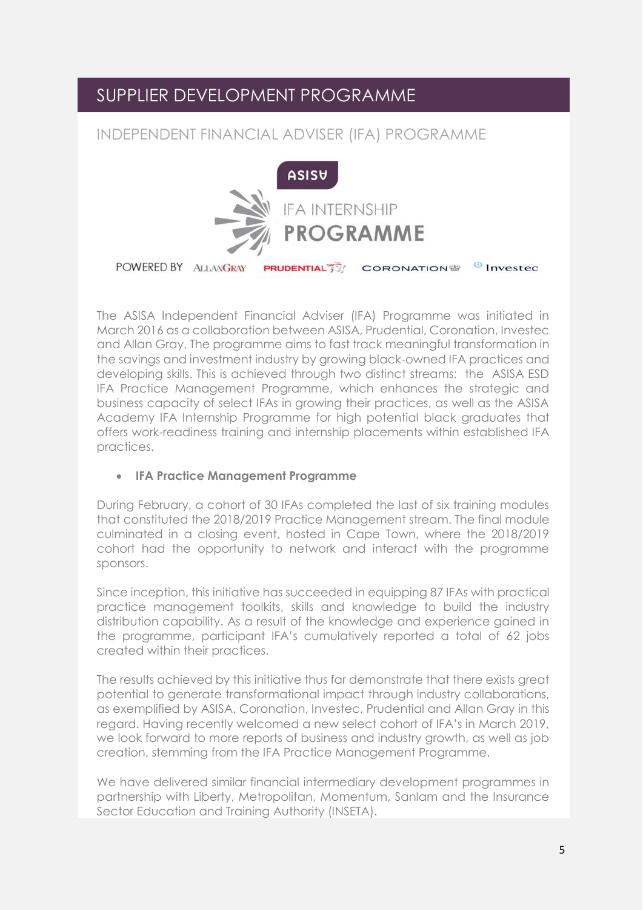# SUPPLIER DEVELOPMENT PROGRAMME

## INDEPENDENT FINANCIAL ADVISER (IFA) PROGRAMME

ASISA IFA INTERNSHIP PROGRAMME

POWERED BY ALLANGRAY PRUDENTIAL CORONATION Investec

The ASISA Independent Financial Adviser (IFA) Programme was initiated in March 2016 as a collaboration between ASISA, Prudential, Coronation, Investec and Allan Gray. The programme aims to fast track meaningful transformation in the savings and investment industry by growing black-owned IFA practices and developing skills. This is achieved through two distinct streams: the ASISA ESD IFA Practice Management Programme, which enhances the strategic and business capacity of select IFAs in growing their practices, as well as the ASISA Academy IFA Internship Programme for high potential black graduates that offers work-readiness training and internship placements within established IFA practices.

- **IFA Practice Management Programme**

During February, a cohort of 30 IFAs completed the last of six training modules that constituted the 2018/2019 Practice Management stream. The final module culminated in a closing event, hosted in Cape Town, where the 2018/2019 cohort had the opportunity to network and interact with the programme sponsors.

Since inception, this initiative has succeeded in equipping 87 IFAs with practical practice management toolkits, skills and knowledge to build the industry distribution capability. As a result of the knowledge and experience gained in the programme, participant IFA's cumulatively reported a total of 62 jobs created within their practices.

The results achieved by this initiative thus far demonstrate that there exists great potential to generate transformational impact through industry collaborations, as exemplified by ASISA, Coronation, Investec, Prudential and Allan Gray in this regard. Having recently welcomed a new select cohort of IFA's in March 2019, we look forward to more reports of business and industry growth, as well as job creation, stemming from the IFA Practice Management Programme.

We have delivered similar financial intermediary development programmes in partnership with Liberty, Metropolitan, Momentum, Sanlam and the Insurance Sector Education and Training Authority (INSETA).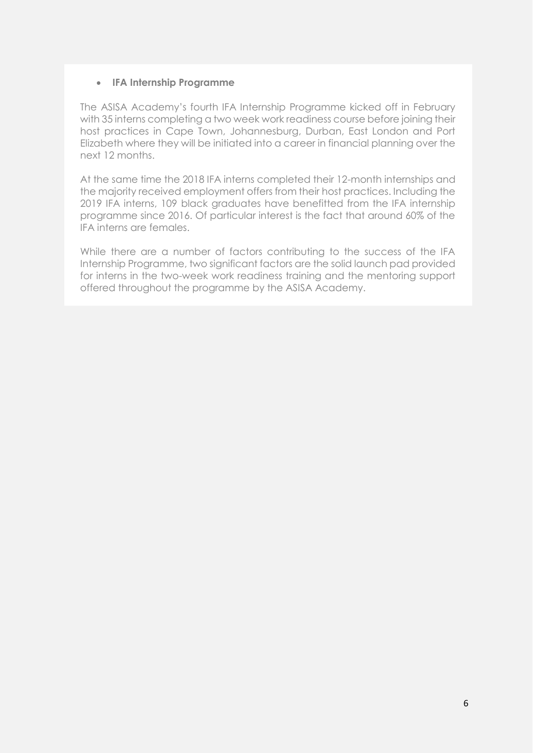- **IFA Internship Programme**

The ASISA Academy's fourth IFA Internship Programme kicked off in February with 35 interns completing a two week work readiness course before joining their host practices in Cape Town, Johannesburg, Durban, East London and Port Elizabeth where they will be initiated into a career in financial planning over the next 12 months.

At the same time the 2018 IFA interns completed their 12-month internships and the majority received employment offers from their host practices. Including the 2019 IFA interns, 109 black graduates have benefitted from the IFA internship programme since 2016. Of particular interest is the fact that around 60% of the IFA interns are females.

While there are a number of factors contributing to the success of the IFA Internship Programme, two significant factors are the solid launch pad provided for interns in the two-week work readiness training and the mentoring support offered throughout the programme by the ASISA Academy.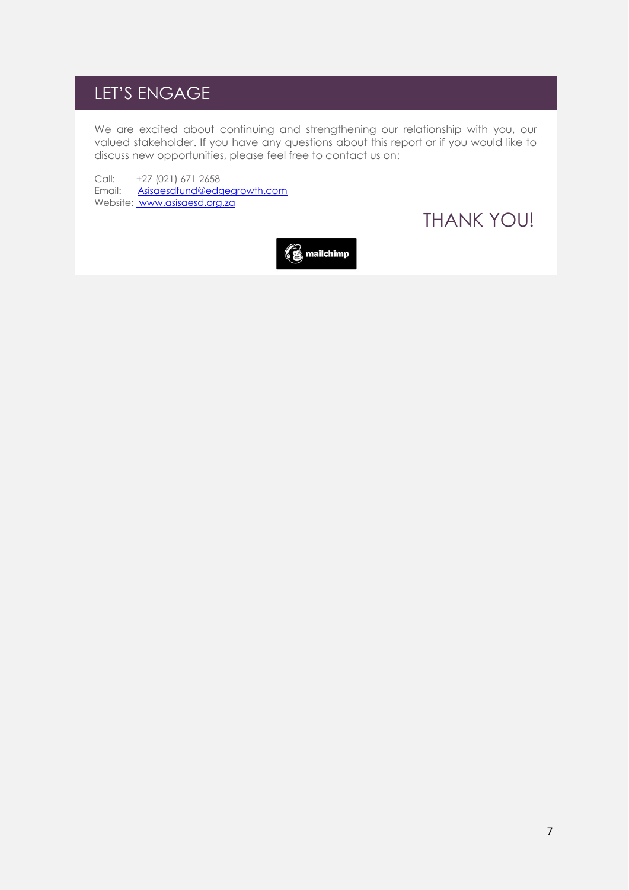## LET'S ENGAGE

We are excited about continuing and strengthening our relationship with you, our valued stakeholder. If you have any questions about this report or if you would like to discuss new opportunities, please feel free to contact us on:

Call: +27 (021) 671 2658
Email: Asisaesdfund@edgegrowth.com
Website: www.asisaesd.org.za

THANK YOU!

mailchimp